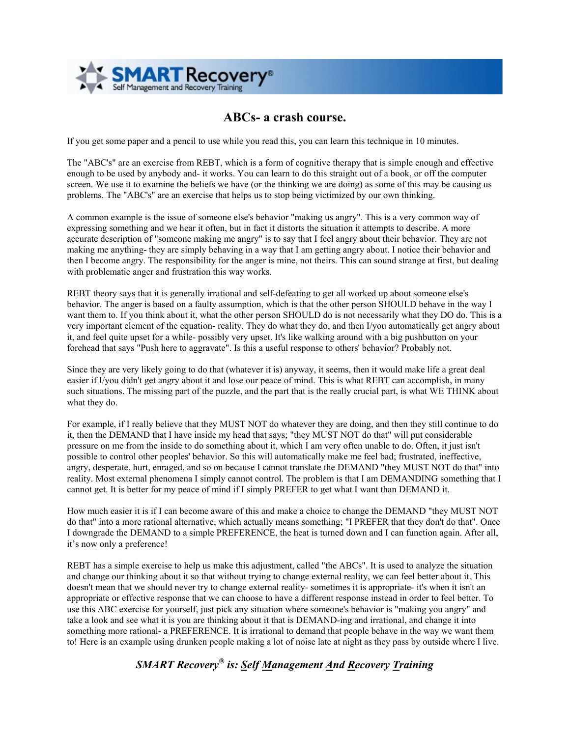# ABCs- a crash course.

If you get some paper and a pencil to use while you read this, you can learn this technique in 10 minutes.

The "ABC's" are an exercise from REBT, which is a form of cognitive therapy that is simple enough and effective enough to be used by anybody and- it works. You can learn to do this straight out of a book, or off the computer screen. We use it to examine the beliefs we have (or the thinking we are doing) as some of this may be causing us problems. The "ABC's" are an exercise that helps us to stop being victimized by our own thinking.

A common example is the issue of someone else's behavior "making us angry". This is a very common way of expressing something and we hear it often, but in fact it distorts the situation it attempts to describe. A more accurate description of "someone making me angry" is to say that I feel angry about their behavior. They are not making me anything- they are simply behaving in a way that I am getting angry about. I notice their behavior and then I become angry. The responsibility for the anger is mine, not theirs. This can sound strange at first, but dealing with problematic anger and frustration this way works.

REBT theory says that it is generally irrational and self-defeating to get all worked up about someone else's behavior. The anger is based on a faulty assumption, which is that the other person SHOULD behave in the way I want them to. If you think about it, what the other person SHOULD do is not necessarily what they DO do. This is a very important element of the equation- reality. They do what they do, and then I/you automatically get angry about it, and feel quite upset for a while- possibly very upset. It's like walking around with a big pushbutton on your forehead that says "Push here to aggravate". Is this a useful response to others' behavior? Probably not.

Since they are very likely going to do that (whatever it is) anyway, it seems, then it would make life a great deal easier if I/you didn't get angry about it and lose our peace of mind. This is what REBT can accomplish, in many such situations. The missing part of the puzzle, and the part that is the really crucial part, is what WE THINK about what they do.

For example, if I really believe that they MUST NOT do whatever they are doing, and then they still continue to do it, then the DEMAND that I have inside my head that says; "they MUST NOT do that" will put considerable pressure on me from the inside to do something about it, which I am very often unable to do. Often, it just isn't possible to control other peoples' behavior. So this will automatically make me feel bad; frustrated, ineffective, angry, desperate, hurt, enraged, and so on because I cannot translate the DEMAND "they MUST NOT do that" into reality. Most external phenomena I simply cannot control. The problem is that I am DEMANDING something that I cannot get. It is better for my peace of mind if I simply PREFER to get what I want than DEMAND it.

How much easier it is if I can become aware of this and make a choice to change the DEMAND "they MUST NOT do that" into a more rational alternative, which actually means something; "I PREFER that they don't do that". Once I downgrade the DEMAND to a simple PREFERENCE, the heat is turned down and I can function again. After all, it's now only a preference!

REBT has a simple exercise to help us make this adjustment, called "the ABCs". It is used to analyze the situation and change our thinking about it so that without trying to change external reality, we can feel better about it. This doesn't mean that we should never try to change external reality- sometimes it is appropriate- it's when it isn't an appropriate or effective response that we can choose to have a different response instead in order to feel better. To use this ABC exercise for yourself, just pick any situation where someone's behavior is "making you angry" and take a look and see what it is you are thinking about it that is DEMAND-ing and irrational, and change it into something more rational- a PREFERENCE. It is irrational to demand that people behave in the way we want them to! Here is an example using drunken people making a lot of noise late at night as they pass by outside where I live.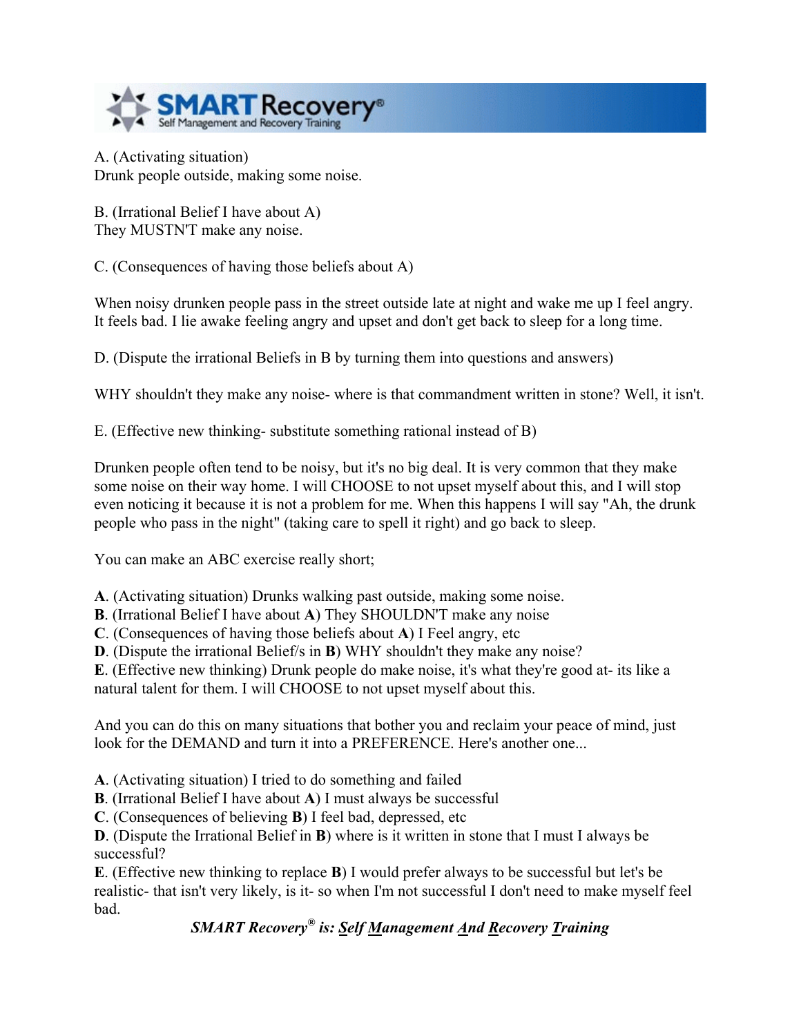A. (Activating situation)
Drunk people outside, making some noise.

B. (Irrational Belief I have about A)
They MUSTN'T make any noise.

C. (Consequences of having those beliefs about A)

When noisy drunken people pass in the street outside late at night and wake me up I feel angry. It feels bad. I lie awake feeling angry and upset and don't get back to sleep for a long time.

D. (Dispute the irrational Beliefs in B by turning them into questions and answers)

WHY shouldn't they make any noise- where is that commandment written in stone? Well, it isn't.

E. (Effective new thinking- substitute something rational instead of B)

Drunken people often tend to be noisy, but it's no big deal. It is very common that they make some noise on their way home. I will CHOOSE to not upset myself about this, and I will stop even noticing it because it is not a problem for me. When this happens I will say "Ah, the drunk people who pass in the night" (taking care to spell it right) and go back to sleep.

You can make an ABC exercise really short;

**A**. (Activating situation) Drunks walking past outside, making some noise.
**B**. (Irrational Belief I have about **A**) They SHOULDN'T make any noise
**C**. (Consequences of having those beliefs about **A**) I Feel angry, etc
**D**. (Dispute the irrational Belief/s in **B**) WHY shouldn't they make any noise?
**E**. (Effective new thinking) Drunk people do make noise, it's what they're good at- its like a natural talent for them. I will CHOOSE to not upset myself about this.

And you can do this on many situations that bother you and reclaim your peace of mind, just look for the DEMAND and turn it into a PREFERENCE. Here's another one...

**A**. (Activating situation) I tried to do something and failed
**B**. (Irrational Belief I have about **A**) I must always be successful
**C**. (Consequences of believing **B**) I feel bad, depressed, etc
**D**. (Dispute the Irrational Belief in **B**) where is it written in stone that I must I always be successful?
**E**. (Effective new thinking to replace **B**) I would prefer always to be successful but let's be realistic- that isn't very likely, is it- so when I'm not successful I don't need to make myself feel bad.

***SMART Recovery® is: Self Management And Recovery Training***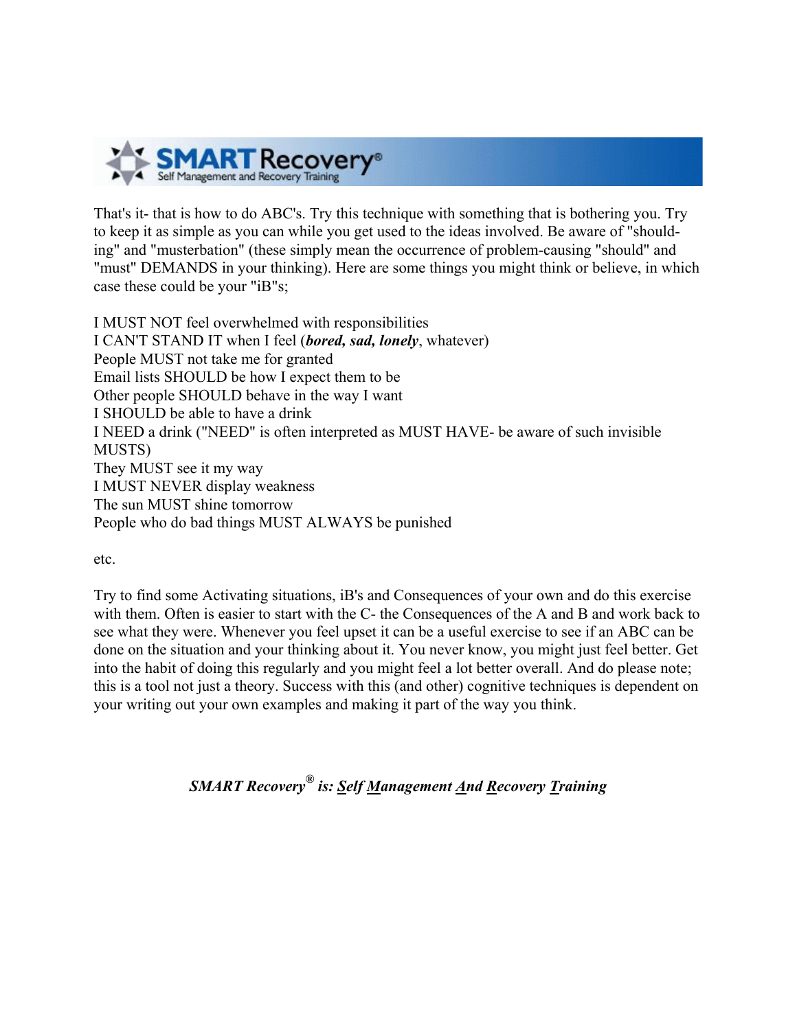That's it- that is how to do ABC's. Try this technique with something that is bothering you. Try to keep it as simple as you can while you get used to the ideas involved. Be aware of "should-ing" and "musterbation" (these simply mean the occurrence of problem-causing "should" and "must" DEMANDS in your thinking). Here are some things you might think or believe, in which case these could be your "iB"s;

I MUST NOT feel overwhelmed with responsibilities
I CAN'T STAND IT when I feel (***bored, sad, lonely***, whatever)
People MUST not take me for granted
Email lists SHOULD be how I expect them to be
Other people SHOULD behave in the way I want
I SHOULD be able to have a drink
I NEED a drink ("NEED" is often interpreted as MUST HAVE- be aware of such invisible MUSTS)
They MUST see it my way
I MUST NEVER display weakness
The sun MUST shine tomorrow
People who do bad things MUST ALWAYS be punished

etc.

Try to find some Activating situations, iB's and Consequences of your own and do this exercise with them. Often is easier to start with the C- the Consequences of the A and B and work back to see what they were. Whenever you feel upset it can be a useful exercise to see if an ABC can be done on the situation and your thinking about it. You never know, you might just feel better. Get into the habit of doing this regularly and you might feel a lot better overall. And do please note; this is a tool not just a theory. Success with this (and other) cognitive techniques is dependent on your writing out your own examples and making it part of the way you think.

***SMART Recovery® is: Self Management And Recovery Training***